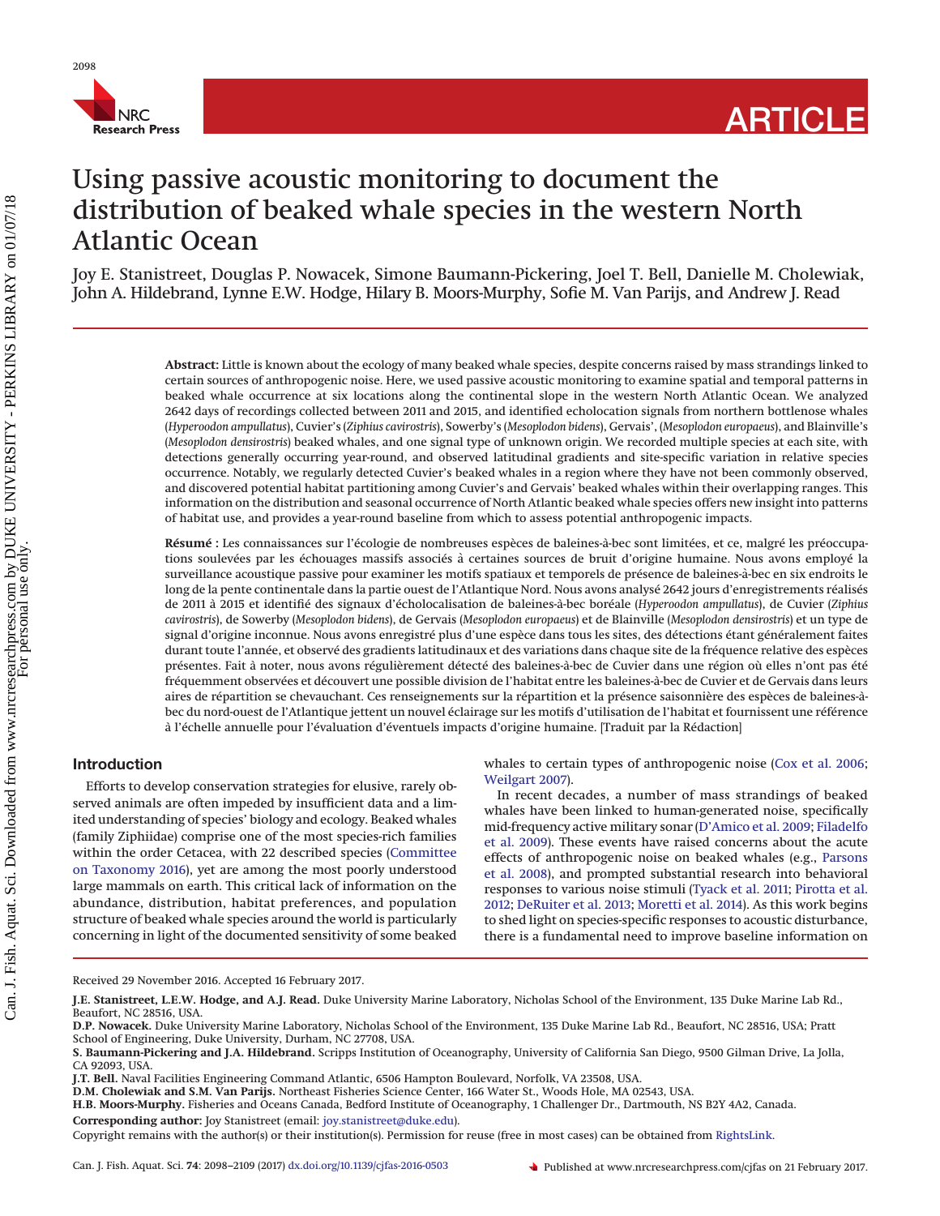# Using passive acoustic monitoring to document the distribution of beaked whale species in the western North Atlantic Ocean

Joy E. Stanistreet, Douglas P. Nowacek, Simone Baumann-Pickering, Joel T. Bell, Danielle M. Cholewiak, John A. Hildebrand, Lynne E.W. Hodge, Hilary B. Moors-Murphy, Sofie M. Van Parijs, and Andrew J. Read

**Abstract:** Little is known about the ecology of many beaked whale species, despite concerns raised by mass strandings linked to certain sources of anthropogenic noise. Here, we used passive acoustic monitoring to examine spatial and temporal patterns in beaked whale occurrence at six locations along the continental slope in the western North Atlantic Ocean. We analyzed 2642 days of recordings collected between 2011 and 2015, and identified echolocation signals from northern bottlenose whales (*Hyperoodon ampullatus*), Cuvier's (*Ziphius cavirostris*), Sowerby's (*Mesoplodon bidens*), Gervais', (*Mesoplodon europaeus*), and Blainville's (*Mesoplodon densirostris*) beaked whales, and one signal type of unknown origin. We recorded multiple species at each site, with detections generally occurring year-round, and observed latitudinal gradients and site-specific variation in relative species occurrence. Notably, we regularly detected Cuvier's beaked whales in a region where they have not been commonly observed, and discovered potential habitat partitioning among Cuvier's and Gervais' beaked whales within their overlapping ranges. This information on the distribution and seasonal occurrence of North Atlantic beaked whale species offers new insight into patterns of habitat use, and provides a year-round baseline from which to assess potential anthropogenic impacts.

**Résumé :** Les connaissances sur l'écologie de nombreuses espèces de baleines-à-bec sont limitées, et ce, malgré les préoccupations soulevées par les échouages massifs associés à certaines sources de bruit d'origine humaine. Nous avons employé la surveillance acoustique passive pour examiner les motifs spatiaux et temporels de présence de baleines-à-bec en six endroits le long de la pente continentale dans la partie ouest de l'Atlantique Nord. Nous avons analysé 2642 jours d'enregistrements réalisés de 2011 à 2015 et identifié des signaux d'écholocalisation de baleines-à-bec boréale (*Hyperoodon ampullatus*), de Cuvier (*Ziphius cavirostris*), de Sowerby (*Mesoplodon bidens*), de Gervais (*Mesoplodon europaeus*) et de Blainville (*Mesoplodon densirostris*) et un type de signal d'origine inconnue. Nous avons enregistré plus d'une espèce dans tous les sites, des détections étant généralement faites durant toute l'année, et observé des gradients latitudinaux et des variations dans chaque site de la fréquence relative des espèces présentes. Fait à noter, nous avons régulièrement détecté des baleines-à-bec de Cuvier dans une région où elles n'ont pas été fréquemment observées et découvert une possible division de l'habitat entre les baleines-à-bec de Cuvier et de Gervais dans leurs aires de répartition se chevauchant. Ces renseignements sur la répartition et la présence saisonnière des espèces de baleines-à-bec du nord-ouest de l'Atlantique jettent un nouvel éclairage sur les motifs d'utilisation de l'habitat et fournissent une référence à l'échelle annuelle pour l'évaluation d'éventuels impacts d'origine humaine. [Traduit par la Rédaction]

## Introduction

Efforts to develop conservation strategies for elusive, rarely observed animals are often impeded by insufficient data and a limited understanding of species' biology and ecology. Beaked whales (family Ziphiidae) comprise one of the most species-rich families within the order Cetacea, with 22 described species (Committee on Taxonomy 2016), yet are among the most poorly understood large mammals on earth. This critical lack of information on the abundance, distribution, habitat preferences, and population structure of beaked whale species around the world is particularly concerning in light of the documented sensitivity of some beaked whales to certain types of anthropogenic noise (Cox et al. 2006; Weilgart 2007).

In recent decades, a number of mass strandings of beaked whales have been linked to human-generated noise, specifically mid-frequency active military sonar (D'Amico et al. 2009; Filadelfo et al. 2009). These events have raised concerns about the acute effects of anthropogenic noise on beaked whales (e.g., Parsons et al. 2008), and prompted substantial research into behavioral responses to various noise stimuli (Tyack et al. 2011; Pirotta et al. 2012; DeRuiter et al. 2013; Moretti et al. 2014). As this work begins to shed light on species-specific responses to acoustic disturbance, there is a fundamental need to improve baseline information on

Received 29 November 2016. Accepted 16 February 2017.

**J.E. Stanistreet, L.E.W. Hodge, and A.J. Read.** Duke University Marine Laboratory, Nicholas School of the Environment, 135 Duke Marine Lab Rd., Beaufort, NC 28516, USA.
**D.P. Nowacek.** Duke University Marine Laboratory, Nicholas School of the Environment, 135 Duke Marine Lab Rd., Beaufort, NC 28516, USA; Pratt School of Engineering, Duke University, Durham, NC 27708, USA.
**S. Baumann-Pickering and J.A. Hildebrand.** Scripps Institution of Oceanography, University of California San Diego, 9500 Gilman Drive, La Jolla, CA 92093, USA.
**J.T. Bell.** Naval Facilities Engineering Command Atlantic, 6506 Hampton Boulevard, Norfolk, VA 23508, USA.
**D.M. Cholewiak and S.M. Van Parijs.** Northeast Fisheries Science Center, 166 Water St., Woods Hole, MA 02543, USA.
**H.B. Moors-Murphy.** Fisheries and Oceans Canada, Bedford Institute of Oceanography, 1 Challenger Dr., Dartmouth, NS B2Y 4A2, Canada.
**Corresponding author:** Joy Stanistreet (email: joy.stanistreet@duke.edu).
Copyright remains with the author(s) or their institution(s). Permission for reuse (free in most cases) can be obtained from RightsLink.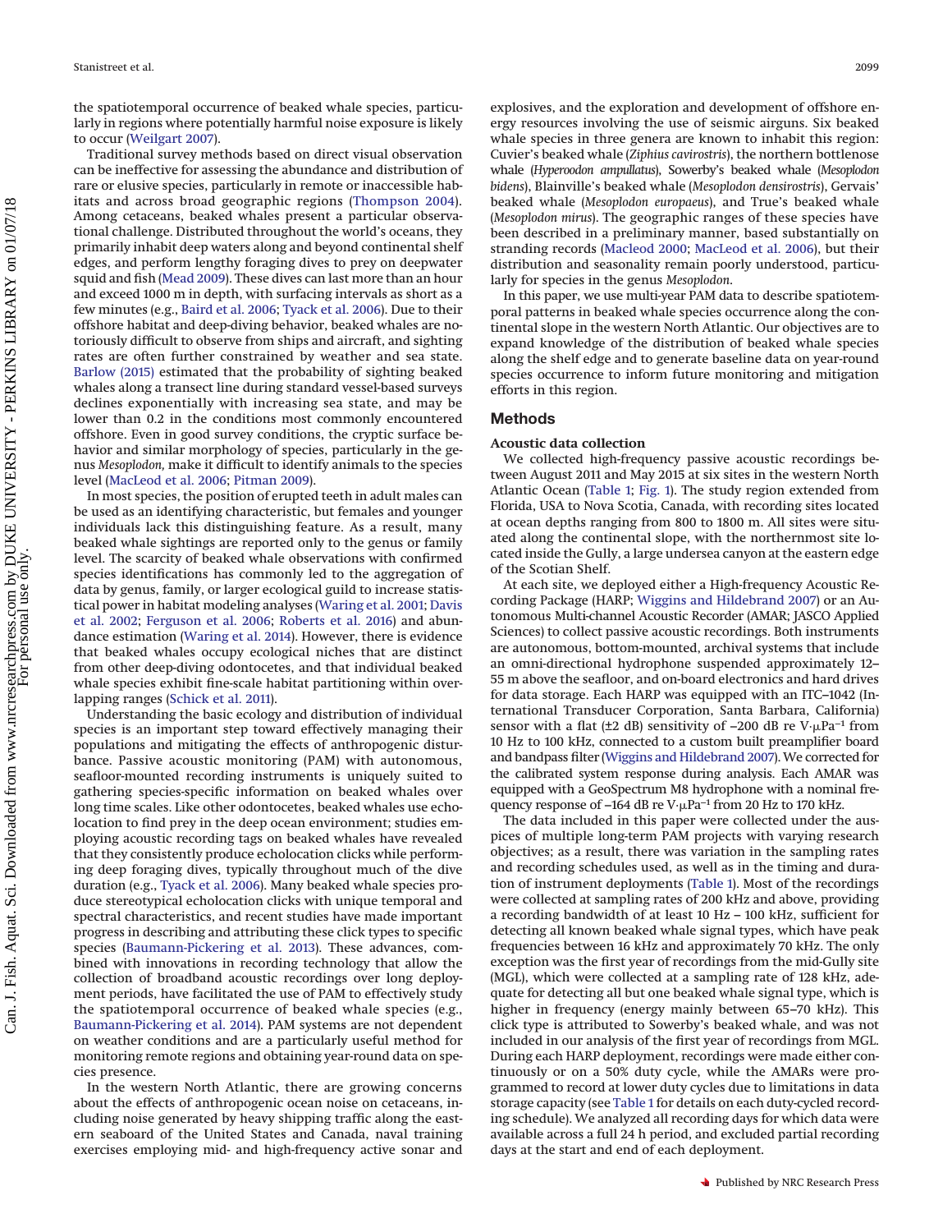the spatiotemporal occurrence of beaked whale species, particularly in regions where potentially harmful noise exposure is likely to occur (Weilgart 2007).

Traditional survey methods based on direct visual observation can be ineffective for assessing the abundance and distribution of rare or elusive species, particularly in remote or inaccessible habitats and across broad geographic regions (Thompson 2004). Among cetaceans, beaked whales present a particular observational challenge. Distributed throughout the world's oceans, they primarily inhabit deep waters along and beyond continental shelf edges, and perform lengthy foraging dives to prey on deepwater squid and fish (Mead 2009). These dives can last more than an hour and exceed 1000 m in depth, with surfacing intervals as short as a few minutes (e.g., Baird et al. 2006; Tyack et al. 2006). Due to their offshore habitat and deep-diving behavior, beaked whales are notoriously difficult to observe from ships and aircraft, and sighting rates are often further constrained by weather and sea state. Barlow (2015) estimated that the probability of sighting beaked whales along a transect line during standard vessel-based surveys declines exponentially with increasing sea state, and may be lower than 0.2 in the conditions most commonly encountered offshore. Even in good survey conditions, the cryptic surface behavior and similar morphology of species, particularly in the genus *Mesoplodon,* make it difficult to identify animals to the species level (MacLeod et al. 2006; Pitman 2009).

In most species, the position of erupted teeth in adult males can be used as an identifying characteristic, but females and younger individuals lack this distinguishing feature. As a result, many beaked whale sightings are reported only to the genus or family level. The scarcity of beaked whale observations with confirmed species identifications has commonly led to the aggregation of data by genus, family, or larger ecological guild to increase statistical power in habitat modeling analyses (Waring et al. 2001; Davis et al. 2002; Ferguson et al. 2006; Roberts et al. 2016) and abundance estimation (Waring et al. 2014). However, there is evidence that beaked whales occupy ecological niches that are distinct from other deep-diving odontocetes, and that individual beaked whale species exhibit fine-scale habitat partitioning within overlapping ranges (Schick et al. 2011).

Understanding the basic ecology and distribution of individual species is an important step toward effectively managing their populations and mitigating the effects of anthropogenic disturbance. Passive acoustic monitoring (PAM) with autonomous, seafloor-mounted recording instruments is uniquely suited to gathering species-specific information on beaked whales over long time scales. Like other odontocetes, beaked whales use echolocation to find prey in the deep ocean environment; studies employing acoustic recording tags on beaked whales have revealed that they consistently produce echolocation clicks while performing deep foraging dives, typically throughout much of the dive duration (e.g., Tyack et al. 2006). Many beaked whale species produce stereotypical echolocation clicks with unique temporal and spectral characteristics, and recent studies have made important progress in describing and attributing these click types to specific species (Baumann-Pickering et al. 2013). These advances, combined with innovations in recording technology that allow the collection of broadband acoustic recordings over long deployment periods, have facilitated the use of PAM to effectively study the spatiotemporal occurrence of beaked whale species (e.g., Baumann-Pickering et al. 2014). PAM systems are not dependent on weather conditions and are a particularly useful method for monitoring remote regions and obtaining year-round data on species presence.

In the western North Atlantic, there are growing concerns about the effects of anthropogenic ocean noise on cetaceans, including noise generated by heavy shipping traffic along the eastern seaboard of the United States and Canada, naval training exercises employing mid- and high-frequency active sonar and explosives, and the exploration and development of offshore energy resources involving the use of seismic airguns. Six beaked whale species in three genera are known to inhabit this region: Cuvier's beaked whale (*Ziphius cavirostris*), the northern bottlenose whale (*Hyperoodon ampullatus*), Sowerby's beaked whale (*Mesoplodon bidens*), Blainville's beaked whale (*Mesoplodon densirostris*), Gervais' beaked whale (*Mesoplodon europaeus*), and True's beaked whale (*Mesoplodon mirus*). The geographic ranges of these species have been described in a preliminary manner, based substantially on stranding records (Macleod 2000; MacLeod et al. 2006), but their distribution and seasonality remain poorly understood, particularly for species in the genus *Mesoplodon*.

In this paper, we use multi-year PAM data to describe spatiotemporal patterns in beaked whale species occurrence along the continental slope in the western North Atlantic. Our objectives are to expand knowledge of the distribution of beaked whale species along the shelf edge and to generate baseline data on year-round species occurrence to inform future monitoring and mitigation efforts in this region.

## Methods

### Acoustic data collection

We collected high-frequency passive acoustic recordings between August 2011 and May 2015 at six sites in the western North Atlantic Ocean (Table 1; Fig. 1). The study region extended from Florida, USA to Nova Scotia, Canada, with recording sites located at ocean depths ranging from 800 to 1800 m. All sites were situated along the continental slope, with the northernmost site located inside the Gully, a large undersea canyon at the eastern edge of the Scotian Shelf.

At each site, we deployed either a High-frequency Acoustic Recording Package (HARP; Wiggins and Hildebrand 2007) or an Autonomous Multi-channel Acoustic Recorder (AMAR; JASCO Applied Sciences) to collect passive acoustic recordings. Both instruments are autonomous, bottom-mounted, archival systems that include an omni-directional hydrophone suspended approximately 12–55 m above the seafloor, and on-board electronics and hard drives for data storage. Each HARP was equipped with an ITC–1042 (International Transducer Corporation, Santa Barbara, California) sensor with a flat (±2 dB) sensitivity of –200 dB re V·μPa$^{-1}$ from 10 Hz to 100 kHz, connected to a custom built preamplifier board and bandpass filter (Wiggins and Hildebrand 2007). We corrected for the calibrated system response during analysis. Each AMAR was equipped with a GeoSpectrum M8 hydrophone with a nominal frequency response of –164 dB re V·μPa$^{-1}$ from 20 Hz to 170 kHz.

The data included in this paper were collected under the auspices of multiple long-term PAM projects with varying research objectives; as a result, there was variation in the sampling rates and recording schedules used, as well as in the timing and duration of instrument deployments (Table 1). Most of the recordings were collected at sampling rates of 200 kHz and above, providing a recording bandwidth of at least 10 Hz – 100 kHz, sufficient for detecting all known beaked whale signal types, which have peak frequencies between 16 kHz and approximately 70 kHz. The only exception was the first year of recordings from the mid-Gully site (MGL), which were collected at a sampling rate of 128 kHz, adequate for detecting all but one beaked whale signal type, which is higher in frequency (energy mainly between 65–70 kHz). This click type is attributed to Sowerby's beaked whale, and was not included in our analysis of the first year of recordings from MGL. During each HARP deployment, recordings were made either continuously or on a 50% duty cycle, while the AMARs were programmed to record at lower duty cycles due to limitations in data storage capacity (see Table 1 for details on each duty-cycled recording schedule). We analyzed all recording days for which data were available across a full 24 h period, and excluded partial recording days at the start and end of each deployment.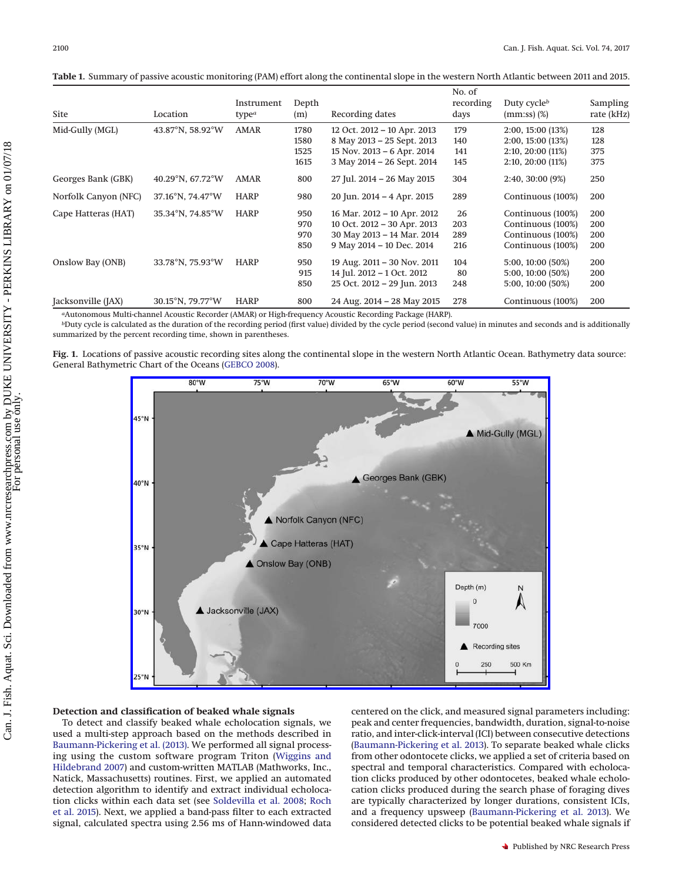**Table 1.** Summary of passive acoustic monitoring (PAM) effort along the continental slope in the western North Atlantic between 2011 and 2015.

| Site | Location | Instrument type[a] | Depth (m) | Recording dates | No. of recording days | Duty cycle[b] (mm:ss) (%) | Sampling rate (kHz) |
|---|---|---|---|---|---|---|---|
| Mid-Gully (MGL) | 43.87°N, 58.92°W | AMAR | 1780 | 12 Oct. 2012 – 10 Apr. 2013 | 179 | 2:00, 15:00 (13%) | 128 |
| | | | 1580 | 8 May 2013 – 25 Sept. 2013 | 140 | 2:00, 15:00 (13%) | 128 |
| | | | 1525 | 15 Nov. 2013 – 6 Apr. 2014 | 141 | 2:10, 20:00 (11%) | 375 |
| | | | 1615 | 3 May 2014 – 26 Sept. 2014 | 145 | 2:10, 20:00 (11%) | 375 |
| Georges Bank (GBK) | 40.29°N, 67.72°W | AMAR | 800 | 27 Jul. 2014 – 26 May 2015 | 304 | 2:40, 30:00 (9%) | 250 |
| Norfolk Canyon (NFC) | 37.16°N, 74.47°W | HARP | 980 | 20 Jun. 2014 – 4 Apr. 2015 | 289 | Continuous (100%) | 200 |
| Cape Hatteras (HAT) | 35.34°N, 74.85°W | HARP | 950 | 16 Mar. 2012 – 10 Apr. 2012 | 26 | Continuous (100%) | 200 |
| | | | 970 | 10 Oct. 2012 – 30 Apr. 2013 | 203 | Continuous (100%) | 200 |
| | | | 970 | 30 May 2013 – 14 Mar. 2014 | 289 | Continuous (100%) | 200 |
| | | | 850 | 9 May 2014 – 10 Dec. 2014 | 216 | Continuous (100%) | 200 |
| Onslow Bay (ONB) | 33.78°N, 75.93°W | HARP | 950 | 19 Aug. 2011 – 30 Nov. 2011 | 104 | 5:00, 10:00 (50%) | 200 |
| | | | 915 | 14 Jul. 2012 – 1 Oct. 2012 | 80 | 5:00, 10:00 (50%) | 200 |
| | | | 850 | 25 Oct. 2012 – 29 Jun. 2013 | 248 | 5:00, 10:00 (50%) | 200 |
| Jacksonville (JAX) | 30.15°N, 79.77°W | HARP | 800 | 24 Aug. 2014 – 28 May 2015 | 278 | Continuous (100%) | 200 |

[a]Autonomous Multi-channel Acoustic Recorder (AMAR) or High-frequency Acoustic Recording Package (HARP).

[b]Duty cycle is calculated as the duration of the recording period (first value) divided by the cycle period (second value) in minutes and seconds and is additionally summarized by the percent recording time, shown in parentheses.

**Fig. 1.** Locations of passive acoustic recording sites along the continental slope in the western North Atlantic Ocean. Bathymetry data source: General Bathymetric Chart of the Oceans (GEBCO 2008).

### Detection and classification of beaked whale signals

To detect and classify beaked whale echolocation signals, we used a multi-step approach based on the methods described in Baumann-Pickering et al. (2013). We performed all signal processing using the custom software program Triton (Wiggins and Hildebrand 2007) and custom-written MATLAB (Mathworks, Inc., Natick, Massachusetts) routines. First, we applied an automated detection algorithm to identify and extract individual echolocation clicks within each data set (see Soldevilla et al. 2008; Roch et al. 2015). Next, we applied a band-pass filter to each extracted signal, calculated spectra using 2.56 ms of Hann-windowed data centered on the click, and measured signal parameters including: peak and center frequencies, bandwidth, duration, signal-to-noise ratio, and inter-click-interval (ICI) between consecutive detections (Baumann-Pickering et al. 2013). To separate beaked whale clicks from other odontocete clicks, we applied a set of criteria based on spectral and temporal characteristics. Compared with echolocation clicks produced by other odontocetes, beaked whale echolocation clicks produced during the search phase of foraging dives are typically characterized by longer durations, consistent ICIs, and a frequency upsweep (Baumann-Pickering et al. 2013). We considered detected clicks to be potential beaked whale signals if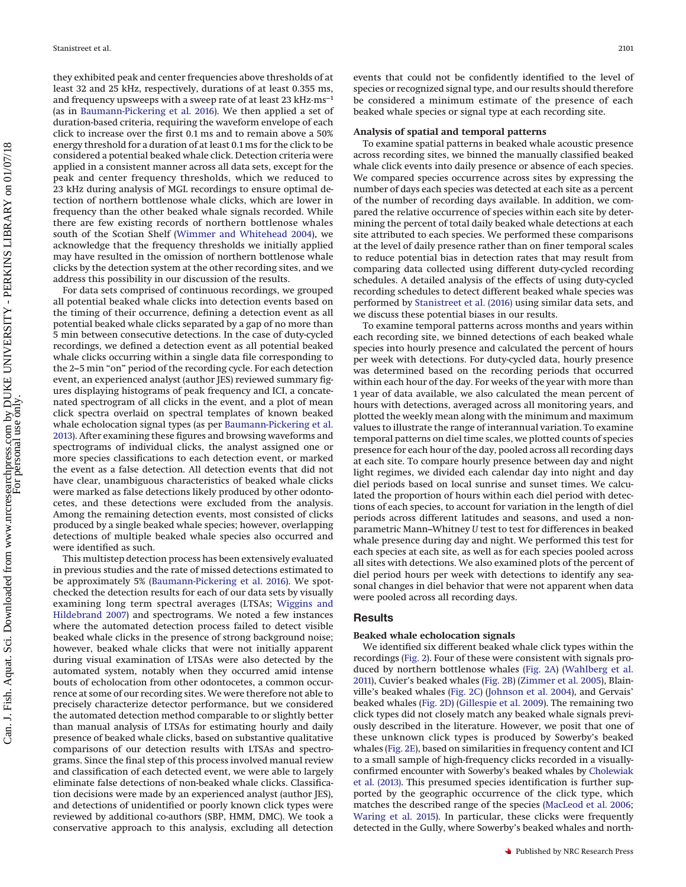they exhibited peak and center frequencies above thresholds of at least 32 and 25 kHz, respectively, durations of at least 0.355 ms, and frequency upsweeps with a sweep rate of at least 23 kHz·ms$^{-1}$ (as in Baumann-Pickering et al. 2016). We then applied a set of duration-based criteria, requiring the waveform envelope of each click to increase over the first 0.1 ms and to remain above a 50% energy threshold for a duration of at least 0.1 ms for the click to be considered a potential beaked whale click. Detection criteria were applied in a consistent manner across all data sets, except for the peak and center frequency thresholds, which we reduced to 23 kHz during analysis of MGL recordings to ensure optimal detection of northern bottlenose whale clicks, which are lower in frequency than the other beaked whale signals recorded. While there are few existing records of northern bottlenose whales south of the Scotian Shelf (Wimmer and Whitehead 2004), we acknowledge that the frequency thresholds we initially applied may have resulted in the omission of northern bottlenose whale clicks by the detection system at the other recording sites, and we address this possibility in our discussion of the results.

For data sets comprised of continuous recordings, we grouped all potential beaked whale clicks into detection events based on the timing of their occurrence, defining a detection event as all potential beaked whale clicks separated by a gap of no more than 5 min between consecutive detections. In the case of duty-cycled recordings, we defined a detection event as all potential beaked whale clicks occurring within a single data file corresponding to the 2–5 min "on" period of the recording cycle. For each detection event, an experienced analyst (author JES) reviewed summary figures displaying histograms of peak frequency and ICI, a concatenated spectrogram of all clicks in the event, and a plot of mean click spectra overlaid on spectral templates of known beaked whale echolocation signal types (as per Baumann-Pickering et al. 2013). After examining these figures and browsing waveforms and spectrograms of individual clicks, the analyst assigned one or more species classifications to each detection event, or marked the event as a false detection. All detection events that did not have clear, unambiguous characteristics of beaked whale clicks were marked as false detections likely produced by other odontocetes, and these detections were excluded from the analysis. Among the remaining detection events, most consisted of clicks produced by a single beaked whale species; however, overlapping detections of multiple beaked whale species also occurred and were identified as such.

This multistep detection process has been extensively evaluated in previous studies and the rate of missed detections estimated to be approximately 5% (Baumann-Pickering et al. 2016). We spot-checked the detection results for each of our data sets by visually examining long term spectral averages (LTSAs; Wiggins and Hildebrand 2007) and spectrograms. We noted a few instances where the automated detection process failed to detect visible beaked whale clicks in the presence of strong background noise; however, beaked whale clicks that were not initially apparent during visual examination of LTSAs were also detected by the automated system, notably when they occurred amid intense bouts of echolocation from other odontocetes, a common occurrence at some of our recording sites. We were therefore not able to precisely characterize detector performance, but we considered the automated detection method comparable to or slightly better than manual analysis of LTSAs for estimating hourly and daily presence of beaked whale clicks, based on substantive qualitative comparisons of our detection results with LTSAs and spectrograms. Since the final step of this process involved manual review and classification of each detected event, we were able to largely eliminate false detections of non-beaked whale clicks. Classification decisions were made by an experienced analyst (author JES), and detections of unidentified or poorly known click types were reviewed by additional co-authors (SBP, HMM, DMC). We took a conservative approach to this analysis, excluding all detection events that could not be confidently identified to the level of species or recognized signal type, and our results should therefore be considered a minimum estimate of the presence of each beaked whale species or signal type at each recording site.

### Analysis of spatial and temporal patterns

To examine spatial patterns in beaked whale acoustic presence across recording sites, we binned the manually classified beaked whale click events into daily presence or absence of each species. We compared species occurrence across sites by expressing the number of days each species was detected at each site as a percent of the number of recording days available. In addition, we compared the relative occurrence of species within each site by determining the percent of total daily beaked whale detections at each site attributed to each species. We performed these comparisons at the level of daily presence rather than on finer temporal scales to reduce potential bias in detection rates that may result from comparing data collected using different duty-cycled recording schedules. A detailed analysis of the effects of using duty-cycled recording schedules to detect different beaked whale species was performed by Stanistreet et al. (2016) using similar data sets, and we discuss these potential biases in our results.

To examine temporal patterns across months and years within each recording site, we binned detections of each beaked whale species into hourly presence and calculated the percent of hours per week with detections. For duty-cycled data, hourly presence was determined based on the recording periods that occurred within each hour of the day. For weeks of the year with more than 1 year of data available, we also calculated the mean percent of hours with detections, averaged across all monitoring years, and plotted the weekly mean along with the minimum and maximum values to illustrate the range of interannual variation. To examine temporal patterns on diel time scales, we plotted counts of species presence for each hour of the day, pooled across all recording days at each site. To compare hourly presence between day and night light regimes, we divided each calendar day into night and day diel periods based on local sunrise and sunset times. We calculated the proportion of hours within each diel period with detections of each species, to account for variation in the length of diel periods across different latitudes and seasons, and used a nonparametric Mann–Whitney $U$ test to test for differences in beaked whale presence during day and night. We performed this test for each species at each site, as well as for each species pooled across all sites with detections. We also examined plots of the percent of diel period hours per week with detections to identify any seasonal changes in diel behavior that were not apparent when data were pooled across all recording days.

## Results

### Beaked whale echolocation signals

We identified six different beaked whale click types within the recordings (Fig. 2). Four of these were consistent with signals produced by northern bottlenose whales (Fig. 2A) (Wahlberg et al. 2011), Cuvier's beaked whales (Fig. 2B) (Zimmer et al. 2005), Blainville's beaked whales (Fig. 2C) (Johnson et al. 2004), and Gervais' beaked whales (Fig. 2D) (Gillespie et al. 2009). The remaining two click types did not closely match any beaked whale signals previously described in the literature. However, we posit that one of these unknown click types is produced by Sowerby's beaked whales (Fig. 2E), based on similarities in frequency content and ICI to a small sample of high-frequency clicks recorded in a visually-confirmed encounter with Sowerby's beaked whales by Cholewiak et al. (2013). This presumed species identification is further supported by the geographic occurrence of the click type, which matches the described range of the species (MacLeod et al. 2006; Waring et al. 2015). In particular, these clicks were frequently detected in the Gully, where Sowerby's beaked whales and north-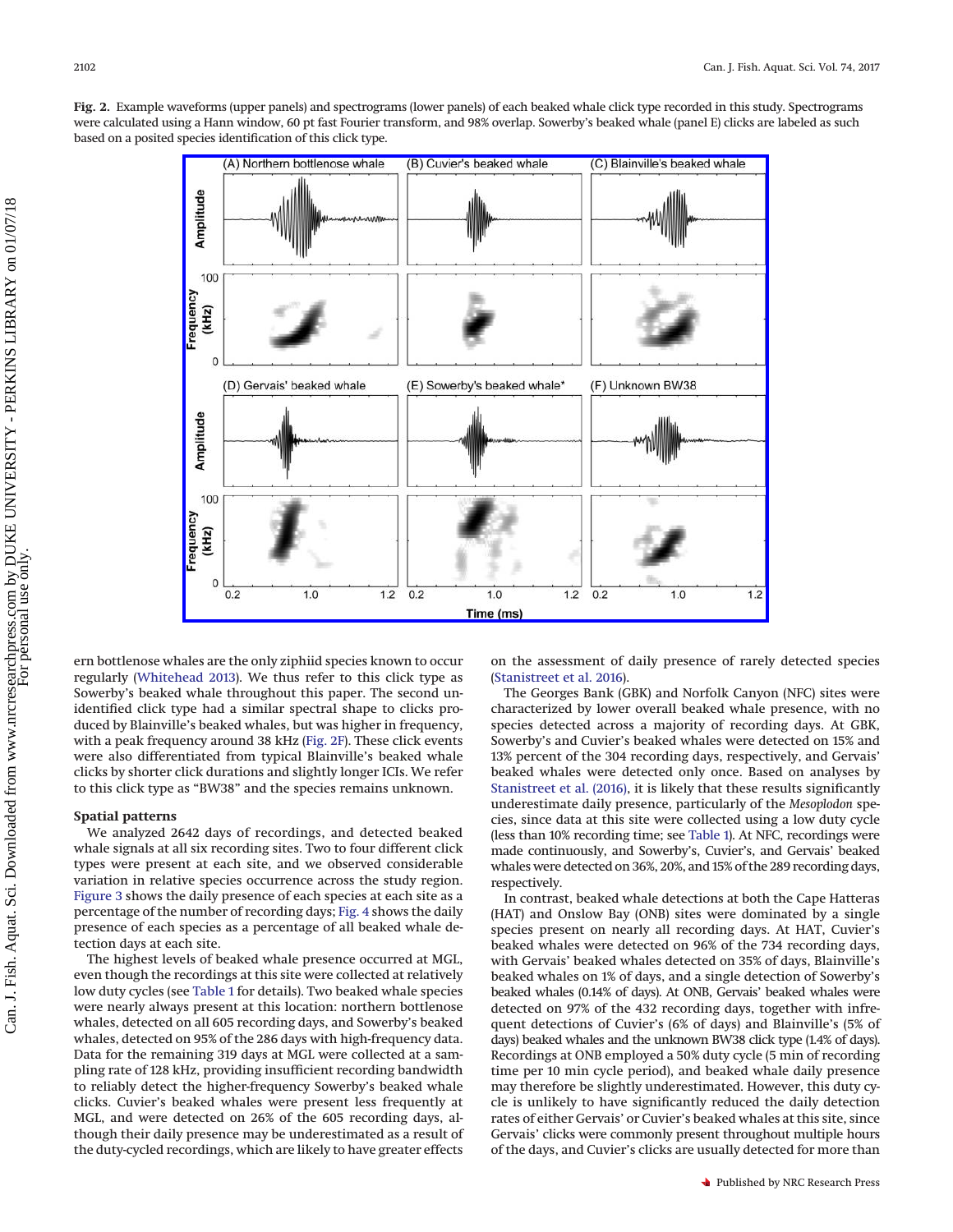**Fig. 2.** Example waveforms (upper panels) and spectrograms (lower panels) of each beaked whale click type recorded in this study. Spectrograms were calculated using a Hann window, 60 pt fast Fourier transform, and 98% overlap. Sowerby's beaked whale (panel E) clicks are labeled as such based on a posited species identification of this click type.

ern bottlenose whales are the only ziphiid species known to occur regularly (Whitehead 2013). We thus refer to this click type as Sowerby's beaked whale throughout this paper. The second unidentified click type had a similar spectral shape to clicks produced by Blainville's beaked whales, but was higher in frequency, with a peak frequency around 38 kHz (Fig. 2F). These click events were also differentiated from typical Blainville's beaked whale clicks by shorter click durations and slightly longer ICIs. We refer to this click type as "BW38" and the species remains unknown.

### Spatial patterns

We analyzed 2642 days of recordings, and detected beaked whale signals at all six recording sites. Two to four different click types were present at each site, and we observed considerable variation in relative species occurrence across the study region. Figure 3 shows the daily presence of each species at each site as a percentage of the number of recording days; Fig. 4 shows the daily presence of each species as a percentage of all beaked whale detection days at each site.

The highest levels of beaked whale presence occurred at MGL, even though the recordings at this site were collected at relatively low duty cycles (see Table 1 for details). Two beaked whale species were nearly always present at this location: northern bottlenose whales, detected on all 605 recording days, and Sowerby's beaked whales, detected on 95% of the 286 days with high-frequency data. Data for the remaining 319 days at MGL were collected at a sampling rate of 128 kHz, providing insufficient recording bandwidth to reliably detect the higher-frequency Sowerby's beaked whale clicks. Cuvier's beaked whales were present less frequently at MGL, and were detected on 26% of the 605 recording days, although their daily presence may be underestimated as a result of the duty-cycled recordings, which are likely to have greater effects on the assessment of daily presence of rarely detected species (Stanistreet et al. 2016).

The Georges Bank (GBK) and Norfolk Canyon (NFC) sites were characterized by lower overall beaked whale presence, with no species detected across a majority of recording days. At GBK, Sowerby's and Cuvier's beaked whales were detected on 15% and 13% percent of the 304 recording days, respectively, and Gervais' beaked whales were detected only once. Based on analyses by Stanistreet et al. (2016), it is likely that these results significantly underestimate daily presence, particularly of the *Mesoplodon* species, since data at this site were collected using a low duty cycle (less than 10% recording time; see Table 1). At NFC, recordings were made continuously, and Sowerby's, Cuvier's, and Gervais' beaked whales were detected on 36%, 20%, and 15% of the 289 recording days, respectively.

In contrast, beaked whale detections at both the Cape Hatteras (HAT) and Onslow Bay (ONB) sites were dominated by a single species present on nearly all recording days. At HAT, Cuvier's beaked whales were detected on 96% of the 734 recording days, with Gervais' beaked whales detected on 35% of days, Blainville's beaked whales on 1% of days, and a single detection of Sowerby's beaked whales (0.14% of days). At ONB, Gervais' beaked whales were detected on 97% of the 432 recording days, together with infrequent detections of Cuvier's (6% of days) and Blainville's (5% of days) beaked whales and the unknown BW38 click type (1.4% of days). Recordings at ONB employed a 50% duty cycle (5 min of recording time per 10 min cycle period), and beaked whale daily presence may therefore be slightly underestimated. However, this duty cycle is unlikely to have significantly reduced the daily detection rates of either Gervais' or Cuvier's beaked whales at this site, since Gervais' clicks were commonly present throughout multiple hours of the days, and Cuvier's clicks are usually detected for more than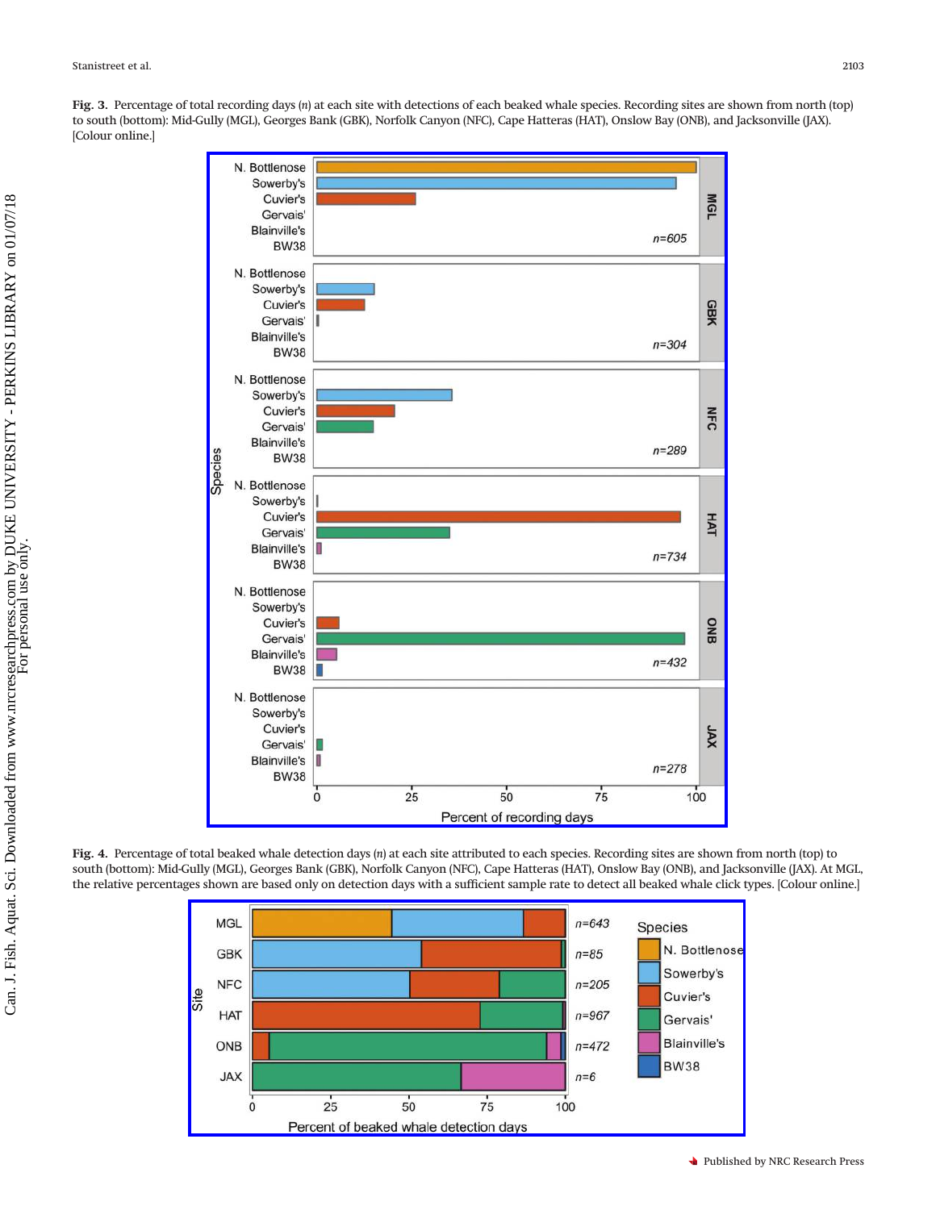**Fig. 3.** Percentage of total recording days (*n*) at each site with detections of each beaked whale species. Recording sites are shown from north (top) to south (bottom): Mid-Gully (MGL), Georges Bank (GBK), Norfolk Canyon (NFC), Cape Hatteras (HAT), Onslow Bay (ONB), and Jacksonville (JAX). [Colour online.]

**Fig. 4.** Percentage of total beaked whale detection days (*n*) at each site attributed to each species. Recording sites are shown from north (top) to south (bottom): Mid-Gully (MGL), Georges Bank (GBK), Norfolk Canyon (NFC), Cape Hatteras (HAT), Onslow Bay (ONB), and Jacksonville (JAX). At MGL, the relative percentages shown are based only on detection days with a sufficient sample rate to detect all beaked whale click types. [Colour online.]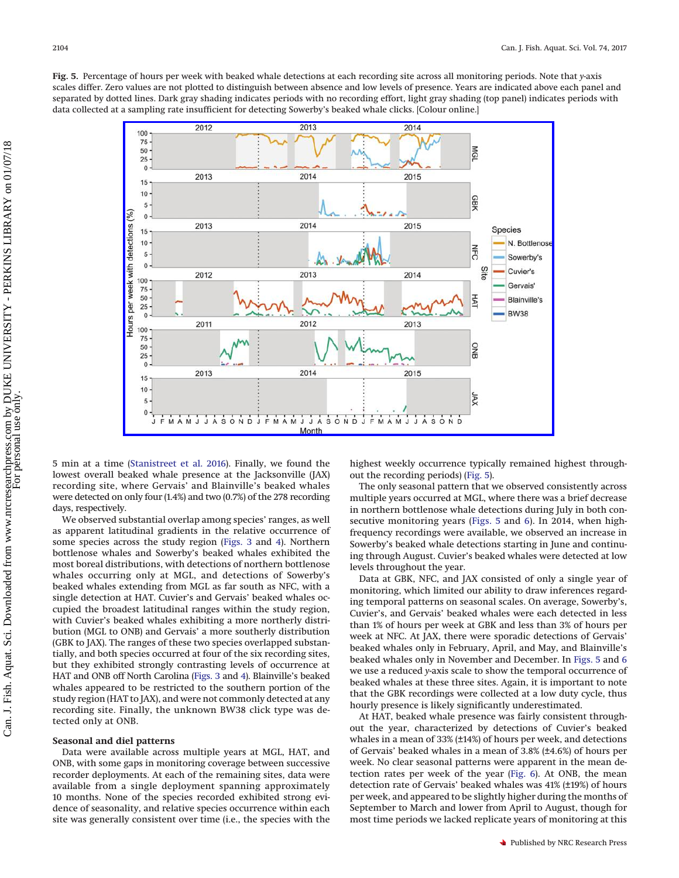**Fig. 5.** Percentage of hours per week with beaked whale detections at each recording site across all monitoring periods. Note that *y*-axis scales differ. Zero values are not plotted to distinguish between absence and low levels of presence. Years are indicated above each panel and separated by dotted lines. Dark gray shading indicates periods with no recording effort, light gray shading (top panel) indicates periods with data collected at a sampling rate insufficient for detecting Sowerby's beaked whale clicks. [Colour online.]

5 min at a time (Stanistreet et al. 2016). Finally, we found the lowest overall beaked whale presence at the Jacksonville (JAX) recording site, where Gervais' and Blainville's beaked whales were detected on only four (1.4%) and two (0.7%) of the 278 recording days, respectively.

We observed substantial overlap among species' ranges, as well as apparent latitudinal gradients in the relative occurrence of some species across the study region (Figs. 3 and 4). Northern bottlenose whales and Sowerby's beaked whales exhibited the most boreal distributions, with detections of northern bottlenose whales occurring only at MGL, and detections of Sowerby's beaked whales extending from MGL as far south as NFC, with a single detection at HAT. Cuvier's and Gervais' beaked whales occupied the broadest latitudinal ranges within the study region, with Cuvier's beaked whales exhibiting a more northerly distribution (MGL to ONB) and Gervais' a more southerly distribution (GBK to JAX). The ranges of these two species overlapped substantially, and both species occurred at four of the six recording sites, but they exhibited strongly contrasting levels of occurrence at HAT and ONB off North Carolina (Figs. 3 and 4). Blainville's beaked whales appeared to be restricted to the southern portion of the study region (HAT to JAX), and were not commonly detected at any recording site. Finally, the unknown BW38 click type was detected only at ONB.

### Seasonal and diel patterns

Data were available across multiple years at MGL, HAT, and ONB, with some gaps in monitoring coverage between successive recorder deployments. At each of the remaining sites, data were available from a single deployment spanning approximately 10 months. None of the species recorded exhibited strong evidence of seasonality, and relative species occurrence within each site was generally consistent over time (i.e., the species with the highest weekly occurrence typically remained highest throughout the recording periods) (Fig. 5).

The only seasonal pattern that we observed consistently across multiple years occurred at MGL, where there was a brief decrease in northern bottlenose whale detections during July in both consecutive monitoring years (Figs. 5 and 6). In 2014, when high-frequency recordings were available, we observed an increase in Sowerby's beaked whale detections starting in June and continuing through August. Cuvier's beaked whales were detected at low levels throughout the year.

Data at GBK, NFC, and JAX consisted of only a single year of monitoring, which limited our ability to draw inferences regarding temporal patterns on seasonal scales. On average, Sowerby's, Cuvier's, and Gervais' beaked whales were each detected in less than 1% of hours per week at GBK and less than 3% of hours per week at NFC. At JAX, there were sporadic detections of Gervais' beaked whales only in February, April, and May, and Blainville's beaked whales only in November and December. In Figs. 5 and 6 we use a reduced *y*-axis scale to show the temporal occurrence of beaked whales at these three sites. Again, it is important to note that the GBK recordings were collected at a low duty cycle, thus hourly presence is likely significantly underestimated.

At HAT, beaked whale presence was fairly consistent throughout the year, characterized by detections of Cuvier's beaked whales in a mean of 33% (±14%) of hours per week, and detections of Gervais' beaked whales in a mean of 3.8% (±4.6%) of hours per week. No clear seasonal patterns were apparent in the mean detection rates per week of the year (Fig. 6). At ONB, the mean detection rate of Gervais' beaked whales was 41% (±19%) of hours per week, and appeared to be slightly higher during the months of September to March and lower from April to August, though for most time periods we lacked replicate years of monitoring at this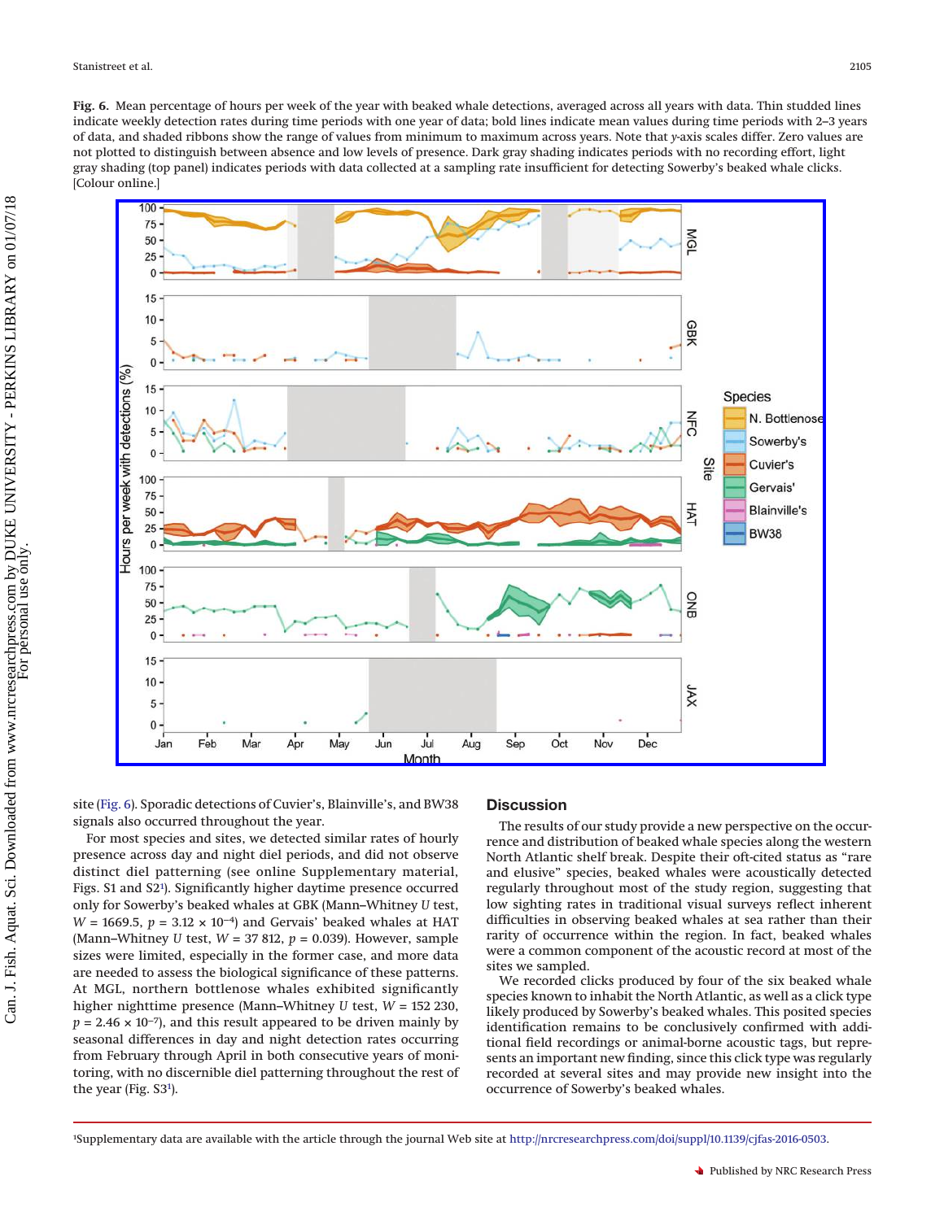**Fig. 6.** Mean percentage of hours per week of the year with beaked whale detections, averaged across all years with data. Thin studded lines indicate weekly detection rates during time periods with one year of data; bold lines indicate mean values during time periods with 2–3 years of data, and shaded ribbons show the range of values from minimum to maximum across years. Note that *y*-axis scales differ. Zero values are not plotted to distinguish between absence and low levels of presence. Dark gray shading indicates periods with no recording effort, light gray shading (top panel) indicates periods with data collected at a sampling rate insufficient for detecting Sowerby's beaked whale clicks. [Colour online.]

site (Fig. 6). Sporadic detections of Cuvier's, Blainville's, and BW38 signals also occurred throughout the year.

For most species and sites, we detected similar rates of hourly presence across day and night diel periods, and did not observe distinct diel patterning (see online Supplementary material, Figs. S1 and S2[1]). Significantly higher daytime presence occurred only for Sowerby's beaked whales at GBK (Mann–Whitney *U* test, $W = 1669.5$, $p = 3.12 \times 10^{-4}$) and Gervais' beaked whales at HAT (Mann–Whitney *U* test, $W = 37\,812$, $p = 0.039$). However, sample sizes were limited, especially in the former case, and more data are needed to assess the biological significance of these patterns. At MGL, northern bottlenose whales exhibited significantly higher nighttime presence (Mann–Whitney *U* test, $W = 152\,230$, $p = 2.46 \times 10^{-7}$), and this result appeared to be driven mainly by seasonal differences in day and night detection rates occurring from February through April in both consecutive years of monitoring, with no discernible diel patterning throughout the rest of the year (Fig. S3[1]).

## Discussion

The results of our study provide a new perspective on the occurrence and distribution of beaked whale species along the western North Atlantic shelf break. Despite their oft-cited status as "rare and elusive" species, beaked whales were acoustically detected regularly throughout most of the study region, suggesting that low sighting rates in traditional visual surveys reflect inherent difficulties in observing beaked whales at sea rather than their rarity of occurrence within the region. In fact, beaked whales were a common component of the acoustic record at most of the sites we sampled.

We recorded clicks produced by four of the six beaked whale species known to inhabit the North Atlantic, as well as a click type likely produced by Sowerby's beaked whales. This posited species identification remains to be conclusively confirmed with additional field recordings or animal-borne acoustic tags, but represents an important new finding, since this click type was regularly recorded at several sites and may provide new insight into the occurrence of Sowerby's beaked whales.

[1]Supplementary data are available with the article through the journal Web site at http://nrcresearchpress.com/doi/suppl/10.1139/cjfas-2016-0503.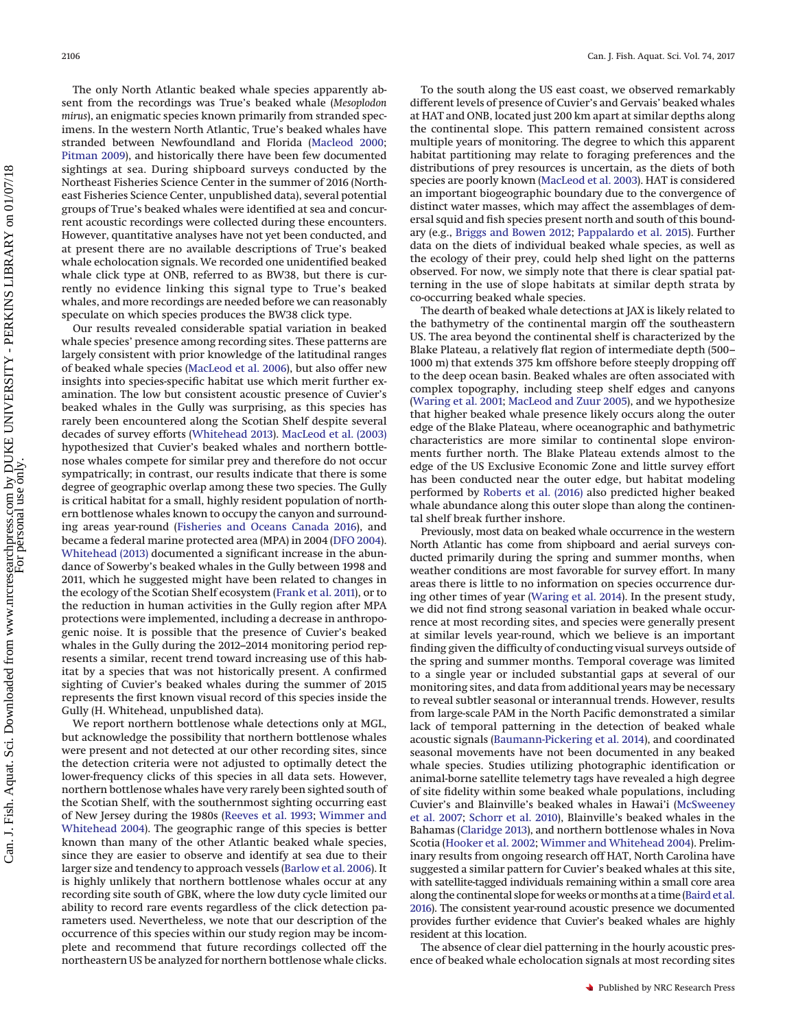The only North Atlantic beaked whale species apparently absent from the recordings was True's beaked whale (*Mesoplodon mirus*), an enigmatic species known primarily from stranded specimens. In the western North Atlantic, True's beaked whales have stranded between Newfoundland and Florida (Macleod 2000; Pitman 2009), and historically there have been few documented sightings at sea. During shipboard surveys conducted by the Northeast Fisheries Science Center in the summer of 2016 (Northeast Fisheries Science Center, unpublished data), several potential groups of True's beaked whales were identified at sea and concurrent acoustic recordings were collected during these encounters. However, quantitative analyses have not yet been conducted, and at present there are no available descriptions of True's beaked whale echolocation signals. We recorded one unidentified beaked whale click type at ONB, referred to as BW38, but there is currently no evidence linking this signal type to True's beaked whales, and more recordings are needed before we can reasonably speculate on which species produces the BW38 click type.

Our results revealed considerable spatial variation in beaked whale species' presence among recording sites. These patterns are largely consistent with prior knowledge of the latitudinal ranges of beaked whale species (MacLeod et al. 2006), but also offer new insights into species-specific habitat use which merit further examination. The low but consistent acoustic presence of Cuvier's beaked whales in the Gully was surprising, as this species has rarely been encountered along the Scotian Shelf despite several decades of survey efforts (Whitehead 2013). MacLeod et al. (2003) hypothesized that Cuvier's beaked whales and northern bottlenose whales compete for similar prey and therefore do not occur sympatrically; in contrast, our results indicate that there is some degree of geographic overlap among these two species. The Gully is critical habitat for a small, highly resident population of northern bottlenose whales known to occupy the canyon and surrounding areas year-round (Fisheries and Oceans Canada 2016), and became a federal marine protected area (MPA) in 2004 (DFO 2004). Whitehead (2013) documented a significant increase in the abundance of Sowerby's beaked whales in the Gully between 1998 and 2011, which he suggested might have been related to changes in the ecology of the Scotian Shelf ecosystem (Frank et al. 2011), or to the reduction in human activities in the Gully region after MPA protections were implemented, including a decrease in anthropogenic noise. It is possible that the presence of Cuvier's beaked whales in the Gully during the 2012–2014 monitoring period represents a similar, recent trend toward increasing use of this habitat by a species that was not historically present. A confirmed sighting of Cuvier's beaked whales during the summer of 2015 represents the first known visual record of this species inside the Gully (H. Whitehead, unpublished data).

We report northern bottlenose whale detections only at MGL, but acknowledge the possibility that northern bottlenose whales were present and not detected at our other recording sites, since the detection criteria were not adjusted to optimally detect the lower-frequency clicks of this species in all data sets. However, northern bottlenose whales have very rarely been sighted south of the Scotian Shelf, with the southernmost sighting occurring east of New Jersey during the 1980s (Reeves et al. 1993; Wimmer and Whitehead 2004). The geographic range of this species is better known than many of the other Atlantic beaked whale species, since they are easier to observe and identify at sea due to their larger size and tendency to approach vessels (Barlow et al. 2006). It is highly unlikely that northern bottlenose whales occur at any recording site south of GBK, where the low duty cycle limited our ability to record rare events regardless of the click detection parameters used. Nevertheless, we note that our description of the occurrence of this species within our study region may be incomplete and recommend that future recordings collected off the northeastern US be analyzed for northern bottlenose whale clicks.

To the south along the US east coast, we observed remarkably different levels of presence of Cuvier's and Gervais' beaked whales at HAT and ONB, located just 200 km apart at similar depths along the continental slope. This pattern remained consistent across multiple years of monitoring. The degree to which this apparent habitat partitioning may relate to foraging preferences and the distributions of prey resources is uncertain, as the diets of both species are poorly known (MacLeod et al. 2003). HAT is considered an important biogeographic boundary due to the convergence of distinct water masses, which may affect the assemblages of demersal squid and fish species present north and south of this boundary (e.g., Briggs and Bowen 2012; Pappalardo et al. 2015). Further data on the diets of individual beaked whale species, as well as the ecology of their prey, could help shed light on the patterns observed. For now, we simply note that there is clear spatial patterning in the use of slope habitats at similar depth strata by co-occurring beaked whale species.

The dearth of beaked whale detections at JAX is likely related to the bathymetry of the continental margin off the southeastern US. The area beyond the continental shelf is characterized by the Blake Plateau, a relatively flat region of intermediate depth (500–1000 m) that extends 375 km offshore before steeply dropping off to the deep ocean basin. Beaked whales are often associated with complex topography, including steep shelf edges and canyons (Waring et al. 2001; MacLeod and Zuur 2005), and we hypothesize that higher beaked whale presence likely occurs along the outer edge of the Blake Plateau, where oceanographic and bathymetric characteristics are more similar to continental slope environments further north. The Blake Plateau extends almost to the edge of the US Exclusive Economic Zone and little survey effort has been conducted near the outer edge, but habitat modeling performed by Roberts et al. (2016) also predicted higher beaked whale abundance along this outer slope than along the continental shelf break further inshore.

Previously, most data on beaked whale occurrence in the western North Atlantic has come from shipboard and aerial surveys conducted primarily during the spring and summer months, when weather conditions are most favorable for survey effort. In many areas there is little to no information on species occurrence during other times of year (Waring et al. 2014). In the present study, we did not find strong seasonal variation in beaked whale occurrence at most recording sites, and species were generally present at similar levels year-round, which we believe is an important finding given the difficulty of conducting visual surveys outside of the spring and summer months. Temporal coverage was limited to a single year or included substantial gaps at several of our monitoring sites, and data from additional years may be necessary to reveal subtler seasonal or interannual trends. However, results from large-scale PAM in the North Pacific demonstrated a similar lack of temporal patterning in the detection of beaked whale acoustic signals (Baumann-Pickering et al. 2014), and coordinated seasonal movements have not been documented in any beaked whale species. Studies utilizing photographic identification or animal-borne satellite telemetry tags have revealed a high degree of site fidelity within some beaked whale populations, including Cuvier's and Blainville's beaked whales in Hawai'i (McSweeney et al. 2007; Schorr et al. 2010), Blainville's beaked whales in the Bahamas (Claridge 2013), and northern bottlenose whales in Nova Scotia (Hooker et al. 2002; Wimmer and Whitehead 2004). Preliminary results from ongoing research off HAT, North Carolina have suggested a similar pattern for Cuvier's beaked whales at this site, with satellite-tagged individuals remaining within a small core area along the continental slope for weeks or months at a time (Baird et al. 2016). The consistent year-round acoustic presence we documented provides further evidence that Cuvier's beaked whales are highly resident at this location.

The absence of clear diel patterning in the hourly acoustic presence of beaked whale echolocation signals at most recording sites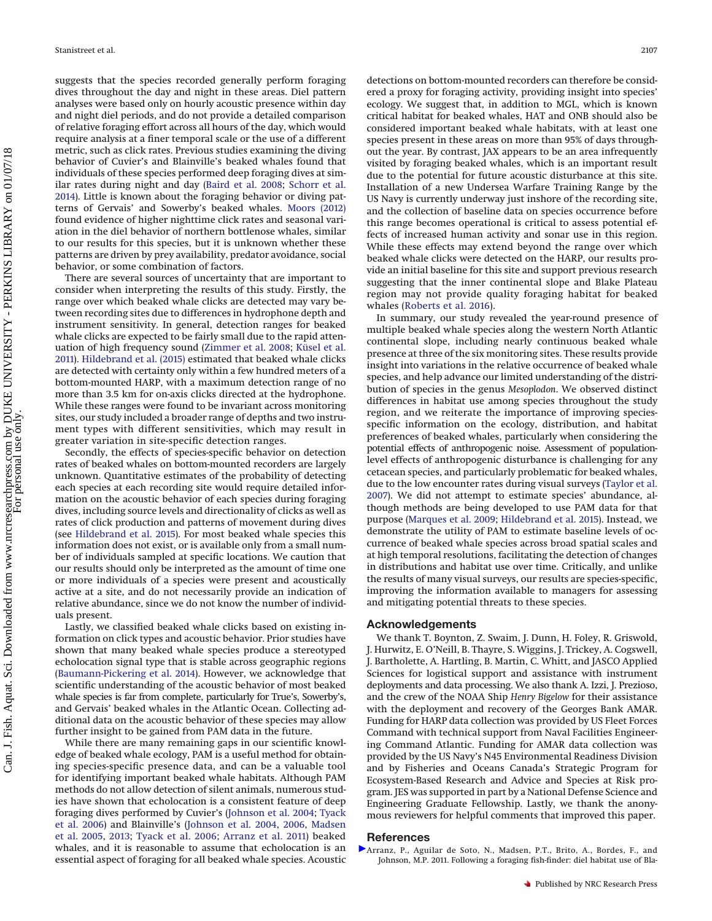suggests that the species recorded generally perform foraging dives throughout the day and night in these areas. Diel pattern analyses were based only on hourly acoustic presence within day and night diel periods, and do not provide a detailed comparison of relative foraging effort across all hours of the day, which would require analysis at a finer temporal scale or the use of a different metric, such as click rates. Previous studies examining the diving behavior of Cuvier's and Blainville's beaked whales found that individuals of these species performed deep foraging dives at similar rates during night and day (Baird et al. 2008; Schorr et al. 2014). Little is known about the foraging behavior or diving patterns of Gervais' and Sowerby's beaked whales. Moors (2012) found evidence of higher nighttime click rates and seasonal variation in the diel behavior of northern bottlenose whales, similar to our results for this species, but it is unknown whether these patterns are driven by prey availability, predator avoidance, social behavior, or some combination of factors.

There are several sources of uncertainty that are important to consider when interpreting the results of this study. Firstly, the range over which beaked whale clicks are detected may vary between recording sites due to differences in hydrophone depth and instrument sensitivity. In general, detection ranges for beaked whale clicks are expected to be fairly small due to the rapid attenuation of high frequency sound (Zimmer et al. 2008; Küsel et al. 2011). Hildebrand et al. (2015) estimated that beaked whale clicks are detected with certainty only within a few hundred meters of a bottom-mounted HARP, with a maximum detection range of no more than 3.5 km for on-axis clicks directed at the hydrophone. While these ranges were found to be invariant across monitoring sites, our study included a broader range of depths and two instrument types with different sensitivities, which may result in greater variation in site-specific detection ranges.

Secondly, the effects of species-specific behavior on detection rates of beaked whales on bottom-mounted recorders are largely unknown. Quantitative estimates of the probability of detecting each species at each recording site would require detailed information on the acoustic behavior of each species during foraging dives, including source levels and directionality of clicks as well as rates of click production and patterns of movement during dives (see Hildebrand et al. 2015). For most beaked whale species this information does not exist, or is available only from a small number of individuals sampled at specific locations. We caution that our results should only be interpreted as the amount of time one or more individuals of a species were present and acoustically active at a site, and do not necessarily provide an indication of relative abundance, since we do not know the number of individuals present.

Lastly, we classified beaked whale clicks based on existing information on click types and acoustic behavior. Prior studies have shown that many beaked whale species produce a stereotyped echolocation signal type that is stable across geographic regions (Baumann-Pickering et al. 2014). However, we acknowledge that scientific understanding of the acoustic behavior of most beaked whale species is far from complete, particularly for True's, Sowerby's, and Gervais' beaked whales in the Atlantic Ocean. Collecting additional data on the acoustic behavior of these species may allow further insight to be gained from PAM data in the future.

While there are many remaining gaps in our scientific knowledge of beaked whale ecology, PAM is a useful method for obtaining species-specific presence data, and can be a valuable tool for identifying important beaked whale habitats. Although PAM methods do not allow detection of silent animals, numerous studies have shown that echolocation is a consistent feature of deep foraging dives performed by Cuvier's (Johnson et al. 2004; Tyack et al. 2006) and Blainville's (Johnson et al. 2004, 2006, Madsen et al. 2005, 2013; Tyack et al. 2006; Arranz et al. 2011) beaked whales, and it is reasonable to assume that echolocation is an essential aspect of foraging for all beaked whale species. Acoustic detections on bottom-mounted recorders can therefore be considered a proxy for foraging activity, providing insight into species' ecology. We suggest that, in addition to MGL, which is known critical habitat for beaked whales, HAT and ONB should also be considered important beaked whale habitats, with at least one species present in these areas on more than 95% of days throughout the year. By contrast, JAX appears to be an area infrequently visited by foraging beaked whales, which is an important result due to the potential for future acoustic disturbance at this site. Installation of a new Undersea Warfare Training Range by the US Navy is currently underway just inshore of the recording site, and the collection of baseline data on species occurrence before this range becomes operational is critical to assess potential effects of increased human activity and sonar use in this region. While these effects may extend beyond the range over which beaked whale clicks were detected on the HARP, our results provide an initial baseline for this site and support previous research suggesting that the inner continental slope and Blake Plateau region may not provide quality foraging habitat for beaked whales (Roberts et al. 2016).

In summary, our study revealed the year-round presence of multiple beaked whale species along the western North Atlantic continental slope, including nearly continuous beaked whale presence at three of the six monitoring sites. These results provide insight into variations in the relative occurrence of beaked whale species, and help advance our limited understanding of the distribution of species in the genus *Mesoplodon*. We observed distinct differences in habitat use among species throughout the study region, and we reiterate the importance of improving species-specific information on the ecology, distribution, and habitat preferences of beaked whales, particularly when considering the potential effects of anthropogenic noise. Assessment of population-level effects of anthropogenic disturbance is challenging for any cetacean species, and particularly problematic for beaked whales, due to the low encounter rates during visual surveys (Taylor et al. 2007). We did not attempt to estimate species' abundance, although methods are being developed to use PAM data for that purpose (Marques et al. 2009; Hildebrand et al. 2015). Instead, we demonstrate the utility of PAM to estimate baseline levels of occurrence of beaked whale species across broad spatial scales and at high temporal resolutions, facilitating the detection of changes in distributions and habitat use over time. Critically, and unlike the results of many visual surveys, our results are species-specific, improving the information available to managers for assessing and mitigating potential threats to these species.

## Acknowledgements

We thank T. Boynton, Z. Swaim, J. Dunn, H. Foley, R. Griswold, J. Hurwitz, E. O'Neill, B. Thayre, S. Wiggins, J. Trickey, A. Cogswell, J. Bartholette, A. Hartling, B. Martin, C. Whitt, and JASCO Applied Sciences for logistical support and assistance with instrument deployments and data processing. We also thank A. Izzi, J. Prezioso, and the crew of the NOAA Ship *Henry Bigelow* for their assistance with the deployment and recovery of the Georges Bank AMAR. Funding for HARP data collection was provided by US Fleet Forces Command with technical support from Naval Facilities Engineering Command Atlantic. Funding for AMAR data collection was provided by the US Navy's N45 Environmental Readiness Division and by Fisheries and Oceans Canada's Strategic Program for Ecosystem-Based Research and Advice and Species at Risk program. JES was supported in part by a National Defense Science and Engineering Graduate Fellowship. Lastly, we thank the anonymous reviewers for helpful comments that improved this paper.

## References

Arranz, P., Aguilar de Soto, N., Madsen, P.T., Brito, A., Bordes, F., and Johnson, M.P. 2011. Following a foraging fish-finder: diel habitat use of Bla-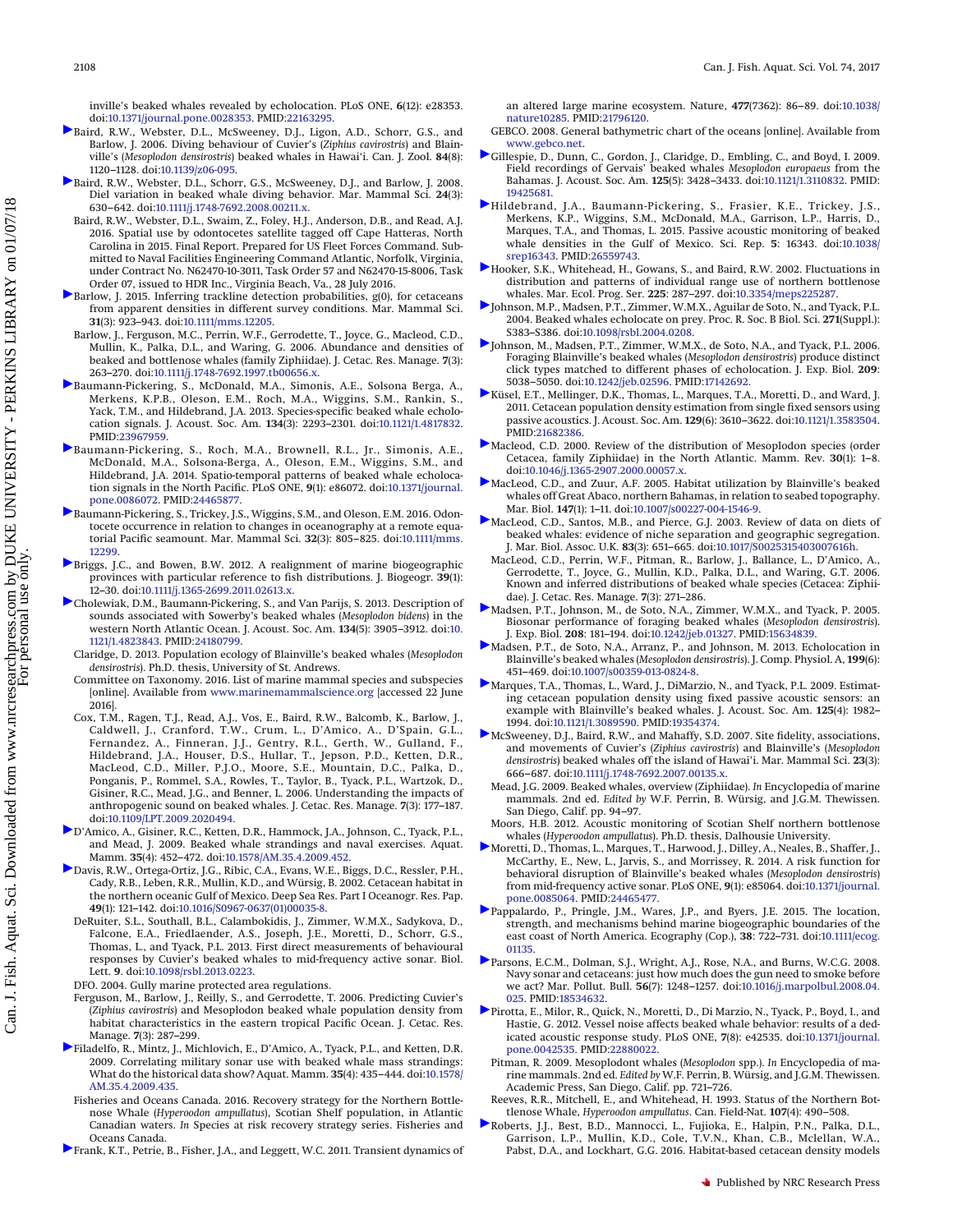inville's beaked whales revealed by echolocation. PLoS ONE, **6**(12): e28353. doi:10.1371/journal.pone.0028353. PMID:22163295.

Baird, R.W., Webster, D.L., McSweeney, D.J., Ligon, A.D., Schorr, G.S., and Barlow, J. 2006. Diving behaviour of Cuvier's (*Ziphius cavirostris*) and Blainville's (*Mesoplodon densirostris*) beaked whales in Hawai'i. Can. J. Zool. **84**(8): 1120–1128. doi:10.1139/z06-095.

Baird, R.W., Webster, D.L., Schorr, G.S., McSweeney, D.J., and Barlow, J. 2008. Diel variation in beaked whale diving behavior. Mar. Mammal Sci. **24**(3): 630–642. doi:10.1111/j.1748-7692.2008.00211.x.

Baird, R.W., Webster, D.L., Swaim, Z., Foley, H.J., Anderson, D.B., and Read, A.J. 2016. Spatial use by odontocetes satellite tagged off Cape Hatteras, North Carolina in 2015. Final Report. Prepared for US Fleet Forces Command. Submitted to Naval Facilities Engineering Command Atlantic, Norfolk, Virginia, under Contract No. N62470-10-3011, Task Order 57 and N62470-15-8006, Task Order 07, issued to HDR Inc., Virginia Beach, Va., 28 July 2016.

Barlow, J. 2015. Inferring trackline detection probabilities, g(0), for cetaceans from apparent densities in different survey conditions. Mar. Mammal Sci. **31**(3): 923–943. doi:10.1111/mms.12205.

Barlow, J., Ferguson, M.C., Perrin, W.F., Gerrodette, T., Joyce, G., Macleod, C.D., Mullin, K., Palka, D.L., and Waring, G. 2006. Abundance and densities of beaked and bottlenose whales (family Ziphiidae). J. Cetac. Res. Manage. **7**(3): 263–270. doi:10.1111/j.1748-7692.1997.tb00656.x.

Baumann-Pickering, S., McDonald, M.A., Simonis, A.E., Solsona Berga, A., Merkens, K.P.B., Oleson, E.M., Roch, M.A., Wiggins, S.M., Rankin, S., Yack, T.M., and Hildebrand, J.A. 2013. Species-specific beaked whale echolocation signals. J. Acoust. Soc. Am. **134**(3): 2293–2301. doi:10.1121/1.4817832. PMID:23967959.

Baumann-Pickering, S., Roch, M.A., Brownell, R.L., Jr., Simonis, A.E., McDonald, M.A., Solsona-Berga, A., Oleson, E.M., Wiggins, S.M., and Hildebrand, J.A. 2014. Spatio-temporal patterns of beaked whale echolocation signals in the North Pacific. PLoS ONE, **9**(1): e86072. doi:10.1371/journal.pone.0086072. PMID:24465877.

Baumann-Pickering, S., Trickey, J.S., Wiggins, S.M., and Oleson, E.M. 2016. Odontocete occurrence in relation to changes in oceanography at a remote equatorial Pacific seamount. Mar. Mammal Sci. **32**(3): 805–825. doi:10.1111/mms.12299.

Briggs, J.C., and Bowen, B.W. 2012. A realignment of marine biogeographic provinces with particular reference to fish distributions. J. Biogeogr. **39**(1): 12–30. doi:10.1111/j.1365-2699.2011.02613.x.

Cholewiak, D.M., Baumann-Pickering, S., and Van Parijs, S. 2013. Description of sounds associated with Sowerby's beaked whales (*Mesoplodon bidens*) in the western North Atlantic Ocean. J. Acoust. Soc. Am. **134**(5): 3905–3912. doi:10.1121/1.4823843. PMID:24180799.

Claridge, D. 2013. Population ecology of Blainville's beaked whales (*Mesoplodon densirostris*). Ph.D. thesis, University of St. Andrews.

Committee on Taxonomy. 2016. List of marine mammal species and subspecies [online]. Available from www.marinemammalscience.org [accessed 22 June 2016].

Cox, T.M., Ragen, T.J., Read, A.J., Vos, E., Baird, R.W., Balcomb, K., Barlow, J., Caldwell, J., Cranford, T.W., Crum, L., D'Amico, A., D'Spain, G.L., Fernandez, A., Finneran, J.J., Gentry, R.L., Gerth, W., Gulland, F., Hildebrand, J.A., Houser, D.S., Hullar, T., Jepson, P.D., Ketten, D.R., MacLeod, C.D., Miller, P.J.O., Moore, S.E., Mountain, D.C., Palka, D., Ponganis, P., Rommel, S.A., Rowles, T., Taylor, B., Tyack, P.L., Wartzok, D., Gisiner, R.C., Mead, J.G., and Benner, L. 2006. Understanding the impacts of anthropogenic sound on beaked whales. J. Cetac. Res. Manage. **7**(3): 177–187. doi:10.1109/LPT.2009.2020494.

D'Amico, A., Gisiner, R.C., Ketten, D.R., Hammock, J.A., Johnson, C., Tyack, P.L., and Mead, J. 2009. Beaked whale strandings and naval exercises. Aquat. Mamm. **35**(4): 452–472. doi:10.1578/AM.35.4.2009.452.

Davis, R.W., Ortega-Ortiz, J.G., Ribic, C.A., Evans, W.E., Biggs, D.C., Ressler, P.H., Cady, R.B., Leben, R.R., Mullin, K.D., and Würsig, B. 2002. Cetacean habitat in the northern oceanic Gulf of Mexico. Deep Sea Res. Part I Oceanogr. Res. Pap. **49**(1): 121–142. doi:10.1016/S0967-0637(01)00035-8.

DeRuiter, S.L., Southall, B.L., Calambokidis, J., Zimmer, W.M.X., Sadykova, D., Falcone, E.A., Friedlaender, A.S., Joseph, J.E., Moretti, D., Schorr, G.S., Thomas, L., and Tyack, P.L. 2013. First direct measurements of behavioural responses by Cuvier's beaked whales to mid-frequency active sonar. Biol. Lett. **9**. doi:10.1098/rsbl.2013.0223.

DFO. 2004. Gully marine protected area regulations.

Ferguson, M., Barlow, J., Reilly, S., and Gerrodette, T. 2006. Predicting Cuvier's (*Ziphius cavirostris*) and Mesoplodon beaked whale population density from habitat characteristics in the eastern tropical Pacific Ocean. J. Cetac. Res. Manage. **7**(3): 287–299.

Filadelfo, R., Mintz, J., Michlovich, E., D'Amico, A., Tyack, P.L., and Ketten, D.R. 2009. Correlating military sonar use with beaked whale mass strandings: What do the historical data show? Aquat. Mamm. **35**(4): 435–444. doi:10.1578/AM.35.4.2009.435.

Fisheries and Oceans Canada. 2016. Recovery strategy for the Northern Bottlenose Whale (*Hyperoodon ampullatus*), Scotian Shelf population, in Atlantic Canadian waters. *In* Species at risk recovery strategy series. Fisheries and Oceans Canada.

Frank, K.T., Petrie, B., Fisher, J.A., and Leggett, W.C. 2011. Transient dynamics of an altered large marine ecosystem. Nature, **477**(7362): 86–89. doi:10.1038/nature10285. PMID:21796120.

GEBCO. 2008. General bathymetric chart of the oceans [online]. Available from www.gebco.net.

Gillespie, D., Dunn, C., Gordon, J., Claridge, D., Embling, C., and Boyd, I. 2009. Field recordings of Gervais' beaked whales *Mesoplodon europaeus* from the Bahamas. J. Acoust. Soc. Am. **125**(5): 3428–3433. doi:10.1121/1.3110832. PMID:19425681.

Hildebrand, J.A., Baumann-Pickering, S., Frasier, K.E., Trickey, J.S., Merkens, K.P., Wiggins, S.M., McDonald, M.A., Garrison, L.P., Harris, D., Marques, T.A., and Thomas, L. 2015. Passive acoustic monitoring of beaked whale densities in the Gulf of Mexico. Sci. Rep. **5**: 16343. doi:10.1038/srep16343. PMID:26559743.

Hooker, S.K., Whitehead, H., Gowans, S., and Baird, R.W. 2002. Fluctuations in distribution and patterns of individual range use of northern bottlenose whales. Mar. Ecol. Prog. Ser. **225**: 287–297. doi:10.3354/meps225287.

Johnson, M.P., Madsen, P.T., Zimmer, W.M.X., Aguilar de Soto, N., and Tyack, P.L. 2004. Beaked whales echolocate on prey. Proc. R. Soc. B Biol. Sci. **271**(Suppl.): S383–S386. doi:10.1098/rsbl.2004.0208.

Johnson, M., Madsen, P.T., Zimmer, W.M.X., de Soto, N.A., and Tyack, P.L. 2006. Foraging Blainville's beaked whales (*Mesoplodon densirostris*) produce distinct click types matched to different phases of echolocation. J. Exp. Biol. **209**: 5038–5050. doi:10.1242/jeb.02596. PMID:17142692.

Küsel, E.T., Mellinger, D.K., Thomas, L., Marques, T.A., Moretti, D., and Ward, J. 2011. Cetacean population density estimation from single fixed sensors using passive acoustic monitoring. J. Acoust. Soc. Am. **129**(6): 3610–3622. doi:10.1121/1.3583504. PMID:21682386.

Macleod, C.D. 2000. Review of the distribution of Mesoplodon species (order Cetacea, family Ziphiidae) in the North Atlantic. Mamm. Rev. **30**(1): 1–8. doi:10.1046/j.1365-2907.2000.00057.x.

MacLeod, C.D., and Zuur, A.F. 2005. Habitat utilization by Blainville's beaked whales off Great Abaco, northern Bahamas, in relation to seabed topography. Mar. Biol. **147**(1): 1–11. doi:10.1007/s00227-004-1546-9.

MacLeod, C.D., Santos, M.B., and Pierce, G.J. 2003. Review of data on diets of beaked whales: evidence of niche separation and geographic segregation. J. Mar. Biol. Assoc. U.K. **83**(3): 651–665. doi:10.1017/S0025315403007616h.

MacLeod, C.D., Perrin, W.F., Pitman, R., Barlow, J., Ballance, L., D'Amico, A., Gerrodette, T., Joyce, G., Mullin, K.D., Palka, D.L., and Waring, G.T. 2006. Known and inferred distributions of beaked whale species (Cetacea: Ziphiidae). J. Cetac. Res. Manage. **7**(3): 271–286.

Madsen, P.T., Johnson, M., de Soto, N.A., Zimmer, W.M.X., and Tyack, P. 2005. Biosonar performance of foraging beaked whales (*Mesoplodon densirostris*). J. Exp. Biol. **208**: 181–194. doi:10.1242/jeb.01327. PMID:15634839.

Madsen, P.T., de Soto, N.A., Arranz, P., and Johnson, M. 2013. Echolocation in Blainville's beaked whales (*Mesoplodon densirostris*). J. Comp. Physiol. A, **199**(6): 451–469. doi:10.1007/s00359-013-0824-8.

Marques, T.A., Thomas, L., Ward, J., DiMarzio, N., and Tyack, P.L. 2009. Estimating cetacean population density using fixed passive acoustic sensors: an example with Blainville's beaked whales. J. Acoust. Soc. Am. **125**(4): 1982–1994. doi:10.1121/1.3089590. PMID:19354374.

McSweeney, D.J., Baird, R.W., and Mahaffy, S.D. 2007. Site fidelity, associations, and movements of Cuvier's (*Ziphius cavirostris*) and Blainville's (*Mesoplodon densirostris*) beaked whales off the island of Hawai'i. Mar. Mammal Sci. **23**(3): 666–687. doi:10.1111/j.1748-7692.2007.00135.x.

Mead, J.G. 2009. Beaked whales, overview (Ziphiidae). *In* Encyclopedia of marine mammals. 2nd ed. *Edited by* W.F. Perrin, B. Würsig, and J.G.M. Thewissen. San Diego, Calif. pp. 94–97.

Moors, H.B. 2012. Acoustic monitoring of Scotian Shelf northern bottlenose whales (*Hyperoodon ampullatus*). Ph.D. thesis, Dalhousie University.

Moretti, D., Thomas, L., Marques, T., Harwood, J., Dilley, A., Neales, B., Shaffer, J., McCarthy, E., New, L., Jarvis, S., and Morrissey, R. 2014. A risk function for behavioral disruption of Blainville's beaked whales (*Mesoplodon densirostris*) from mid-frequency active sonar. PLoS ONE, **9**(1): e85064. doi:10.1371/journal.pone.0085064. PMID:24465477.

Pappalardo, P., Pringle, J.M., Wares, J.P., and Byers, J.E. 2015. The location, strength, and mechanisms behind marine biogeographic boundaries of the east coast of North America. Ecography (Cop.), **38**: 722–731. doi:10.1111/ecog.01135.

Parsons, E.C.M., Dolman, S.J., Wright, A.J., Rose, N.A., and Burns, W.C.G. 2008. Navy sonar and cetaceans: just how much does the gun need to smoke before we act? Mar. Pollut. Bull. **56**(7): 1248–1257. doi:10.1016/j.marpolbul.2008.04.025. PMID:18534632.

Pirotta, E., Milor, R., Quick, N., Moretti, D., Di Marzio, N., Tyack, P., Boyd, I., and Hastie, G. 2012. Vessel noise affects beaked whale behavior: results of a dedicated acoustic response study. PLoS ONE, **7**(8): e42535. doi:10.1371/journal.pone.0042535. PMID:22880022.

Pitman, R. 2009. Mesoplodont whales (*Mesoplodon* spp.). *In* Encyclopedia of marine mammals. 2nd ed. *Edited by* W.F. Perrin, B. Würsig, and J.G.M. Thewissen. Academic Press, San Diego, Calif. pp. 721–726.

Reeves, R.R., Mitchell, E., and Whitehead, H. 1993. Status of the Northern Bottlenose Whale, *Hyperoodon ampullatus*. Can. Field-Nat. **107**(4): 490–508.

Roberts, J.J., Best, B.D., Mannocci, L., Fujioka, E., Halpin, P.N., Palka, D.L., Garrison, L.P., Mullin, K.D., Cole, T.V.N., Khan, C.B., Mclellan, W.A., Pabst, D.A., and Lockhart, G.G. 2016. Habitat-based cetacean density models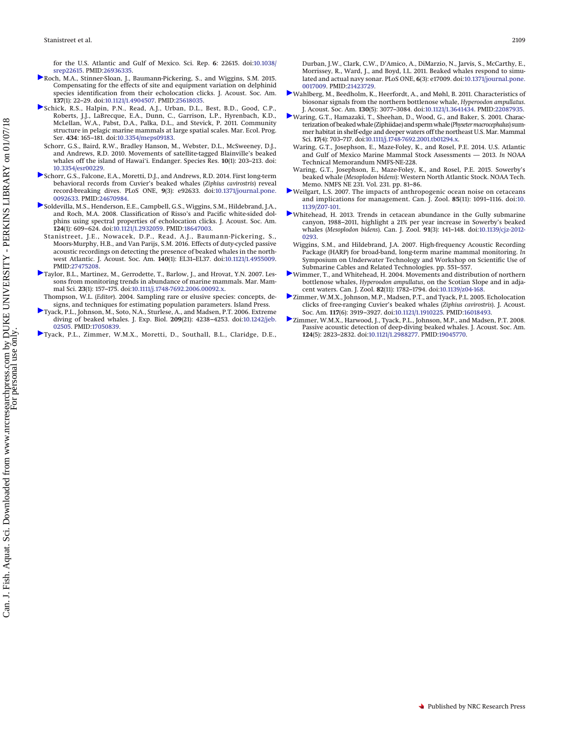for the U.S. Atlantic and Gulf of Mexico. Sci. Rep. **6**: 22615. doi:10.1038/srep22615. PMID:26936335.

Roch, M.A., Stinner-Sloan, J., Baumann-Pickering, S., and Wiggins, S.M. 2015. Compensating for the effects of site and equipment variation on delphinid species identification from their echolocation clicks. J. Acoust. Soc. Am. **137**(1): 22–29. doi:10.1121/1.4904507. PMID:25618035.

Schick, R.S., Halpin, P.N., Read, A.J., Urban, D.L., Best, B.D., Good, C.P., Roberts, J.J., LaBrecque, E.A., Dunn, C., Garrison, L.P., Hyrenbach, K.D., McLellan, W.A., Pabst, D.A., Palka, D.L., and Stevick, P. 2011. Community structure in pelagic marine mammals at large spatial scales. Mar. Ecol. Prog. Ser. **434**: 165–181. doi:10.3354/meps09183.

Schorr, G.S., Baird, R.W., Bradley Hanson, M., Webster, D.L., McSweeney, D.J., and Andrews, R.D. 2010. Movements of satellite-tagged Blainville's beaked whales off the island of Hawai'i. Endanger. Species Res. **10**(1): 203–213. doi:10.3354/esr00229.

Schorr, G.S., Falcone, E.A., Moretti, D.J., and Andrews, R.D. 2014. First long-term behavioral records from Cuvier's beaked whales (*Ziphius cavirostris*) reveal record-breaking dives. PLoS ONE, **9**(3): e92633. doi:10.1371/journal.pone.0092633. PMID:24670984.

Soldevilla, M.S., Henderson, E.E., Campbell, G.S., Wiggins, S.M., Hildebrand, J.A., and Roch, M.A. 2008. Classification of Risso's and Pacific white-sided dolphins using spectral properties of echolocation clicks. J. Acoust. Soc. Am. **124**(1): 609–624. doi:10.1121/1.2932059. PMID:18647003.

Stanistreet, J.E., Nowacek, D.P., Read, A.J., Baumann-Pickering, S., Moors-Murphy, H.B., and Van Parijs, S.M. 2016. Effects of duty-cycled passive acoustic recordings on detecting the presence of beaked whales in the northwest Atlantic. J. Acoust. Soc. Am. **140**(1): EL31–EL37. doi:10.1121/1.4955009. PMID:27475208.

Taylor, B.L., Martinez, M., Gerrodette, T., Barlow, J., and Hrovat, Y.N. 2007. Lessons from monitoring trends in abundance of marine mammals. Mar. Mammal Sci. **23**(1): 157–175. doi:10.1111/j.1748-7692.2006.00092.x.

Thompson, W.L. (*Editor*). 2004. Sampling rare or elusive species: concepts, designs, and techniques for estimating population parameters. Island Press.

Tyack, P.L., Johnson, M., Soto, N.A., Sturlese, A., and Madsen, P.T. 2006. Extreme diving of beaked whales. J. Exp. Biol. **209**(21): 4238–4253. doi:10.1242/jeb.02505. PMID:17050839.

Tyack, P.L., Zimmer, W.M.X., Moretti, D., Southall, B.L., Claridge, D.E., Durban, J.W., Clark, C.W., D'Amico, A., DiMarzio, N., Jarvis, S., McCarthy, E., Morrissey, R., Ward, J., and Boyd, I.L. 2011. Beaked whales respond to simulated and actual navy sonar. PLoS ONE, **6**(3): e17009. doi:10.1371/journal.pone.0017009. PMID:21423729.

Wahlberg, M., Beedholm, K., Heerfordt, A., and Møhl, B. 2011. Characteristics of biosonar signals from the northern bottlenose whale, *Hyperoodon ampullatus*. J. Acoust. Soc. Am. **130**(5): 3077–3084. doi:10.1121/1.3641434. PMID:22087935.

Waring, G.T., Hamazaki, T., Sheehan, D., Wood, G., and Baker, S. 2001. Characterization of beaked whale (Ziphiidae) and sperm whale (*Physeter macrocephalus*) summer habitat in shelf-edge and deeper waters off the northeast U.S. Mar. Mammal Sci. **17**(4): 703–717. doi:10.1111/j.1748-7692.2001.tb01294.x.

Waring, G.T., Josephson, E., Maze-Foley, K., and Rosel, P.E. 2014. U.S. Atlantic and Gulf of Mexico Marine Mammal Stock Assessments — 2013. *In* NOAA Technical Memorandum NMFS-NE-228.

Waring, G.T., Josephson, E., Maze-Foley, K., and Rosel, P.E. 2015. Sowerby's beaked whale (*Mesoplodon bidens*): Western North Atlantic Stock. NOAA Tech. Memo. NMFS NE 231. Vol. 231. pp. 81–86.

Weilgart, L.S. 2007. The impacts of anthropogenic ocean noise on cetaceans and implications for management. Can. J. Zool. **85**(11): 1091–1116. doi:10.1139/Z07-101.

Whitehead, H. 2013. Trends in cetacean abundance in the Gully submarine canyon, 1988–2011, highlight a 21% per year increase in Sowerby's beaked whales (*Mesoplodon bidens*). Can. J. Zool. **91**(3): 141–148. doi:10.1139/cjz-2012-0293.

Wiggins, S.M., and Hildebrand, J.A. 2007. High-frequency Acoustic Recording Package (HARP) for broad-band, long-term marine mammal monitoring. *In* Symposium on Underwater Technology and Workshop on Scientific Use of Submarine Cables and Related Technologies. pp. 551–557.

Wimmer, T., and Whitehead, H. 2004. Movements and distribution of northern bottlenose whales, *Hyperoodon ampullatus*, on the Scotian Slope and in adjacent waters. Can. J. Zool. **82**(11): 1782–1794. doi:10.1139/z04-168.

Zimmer, W.M.X., Johnson, M.P., Madsen, P.T., and Tyack, P.L. 2005. Echolocation clicks of free-ranging Cuvier's beaked whales (*Ziphius cavirostris*). J. Acoust. Soc. Am. **117**(6): 3919–3927. doi:10.1121/1.1910225. PMID:16018493.

Zimmer, W.M.X., Harwood, J., Tyack, P.L., Johnson, M.P., and Madsen, P.T. 2008. Passive acoustic detection of deep-diving beaked whales. J. Acoust. Soc. Am. **124**(5): 2823–2832. doi:10.1121/1.2988277. PMID:19045770.